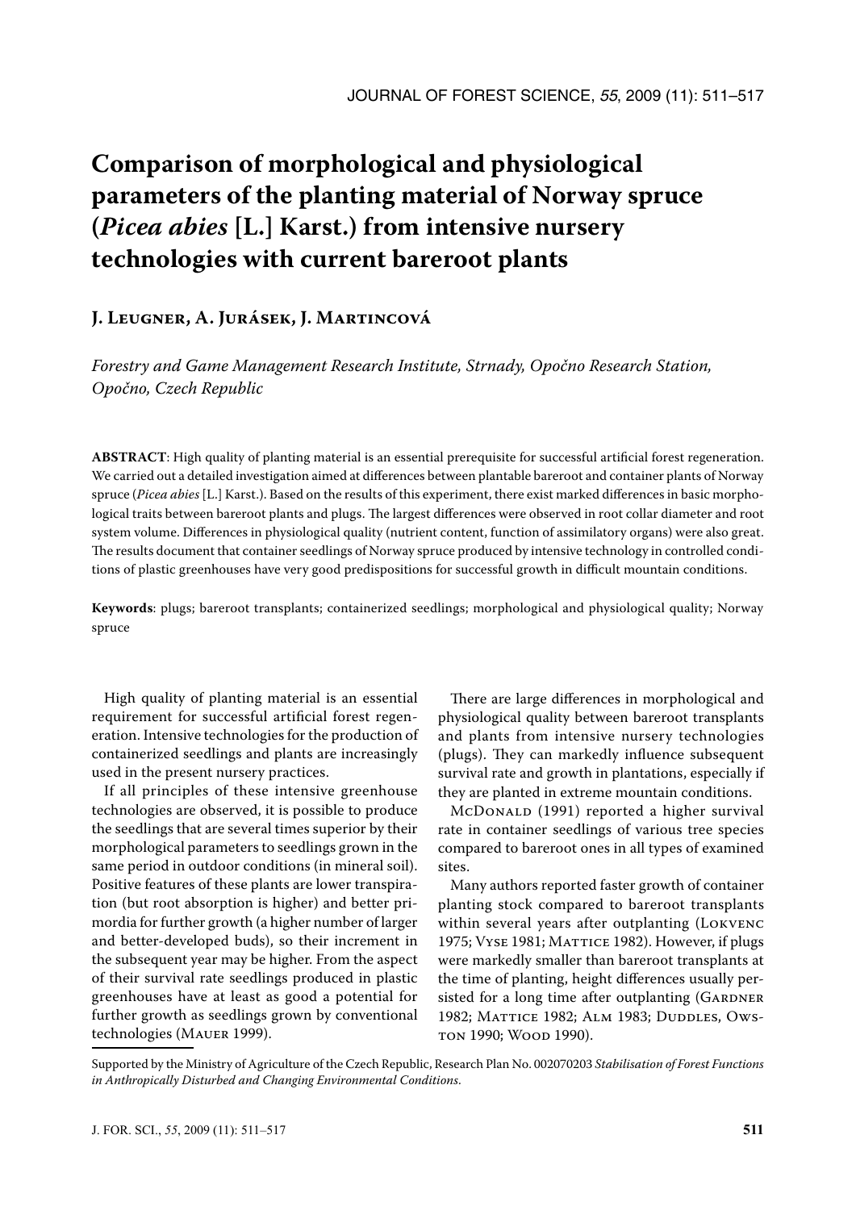# Comparison of morphological and physiological parameters of the planting material of Norway spruce (*Picea abies* [L.] Karst.) from intensive nursery technologies with current bareroot plants

**J. Leugner, A. Jurásek, J. Martincová**

*Forestry and Game Management Research Institute, Strnady, Opočno Research Station, Opočno, Czech Republic*

**ABSTRACT**: High quality of planting material is an essential prerequisite for successful artificial forest regeneration. We carried out a detailed investigation aimed at differences between plantable bareroot and container plants of Norway spruce (*Picea abies* [L.] Karst.). Based on the results of this experiment, there exist marked differences in basic morphological traits between bareroot plants and plugs. The largest differences were observed in root collar diameter and root system volume. Differences in physiological quality (nutrient content, function of assimilatory organs) were also great. The results document that container seedlings of Norway spruce produced by intensive technology in controlled conditions of plastic greenhouses have very good predispositions for successful growth in difficult mountain conditions.

**Keywords**: plugs; bareroot transplants; containerized seedlings; morphological and physiological quality; Norway spruce

High quality of planting material is an essential requirement for successful artificial forest regeneration. Intensive technologies for the production of containerized seedlings and plants are increasingly used in the present nursery practices.

If all principles of these intensive greenhouse technologies are observed, it is possible to produce the seedlings that are several times superior by their morphological parameters to seedlings grown in the same period in outdoor conditions (in mineral soil). Positive features of these plants are lower transpiration (but root absorption is higher) and better primordia for further growth (a higher number of larger and better-developed buds), so their increment in the subsequent year may be higher. From the aspect of their survival rate seedlings produced in plastic greenhouses have at least as good a potential for further growth as seedlings grown by conventional technologies (Mauer 1999).

There are large differences in morphological and physiological quality between bareroot transplants and plants from intensive nursery technologies (plugs). They can markedly influence subsequent survival rate and growth in plantations, especially if they are planted in extreme mountain conditions.

McDonald (1991) reported a higher survival rate in container seedlings of various tree species compared to bareroot ones in all types of examined sites.

Many authors reported faster growth of container planting stock compared to bareroot transplants within several years after outplanting (Lokvenc 1975; Vyse 1981; Mattice 1982). However, if plugs were markedly smaller than bareroot transplants at the time of planting, height differences usually persisted for a long time after outplanting (Gardner 1982; Mattice 1982; Alm 1983; Duddles, Owston 1990; Wood 1990).

Supported by the Ministry of Agriculture of the Czech Republic, Research Plan No. 002070203 *Stabilisation of Forest Functions in Anthropically Disturbed and Changing Environmental Conditions*.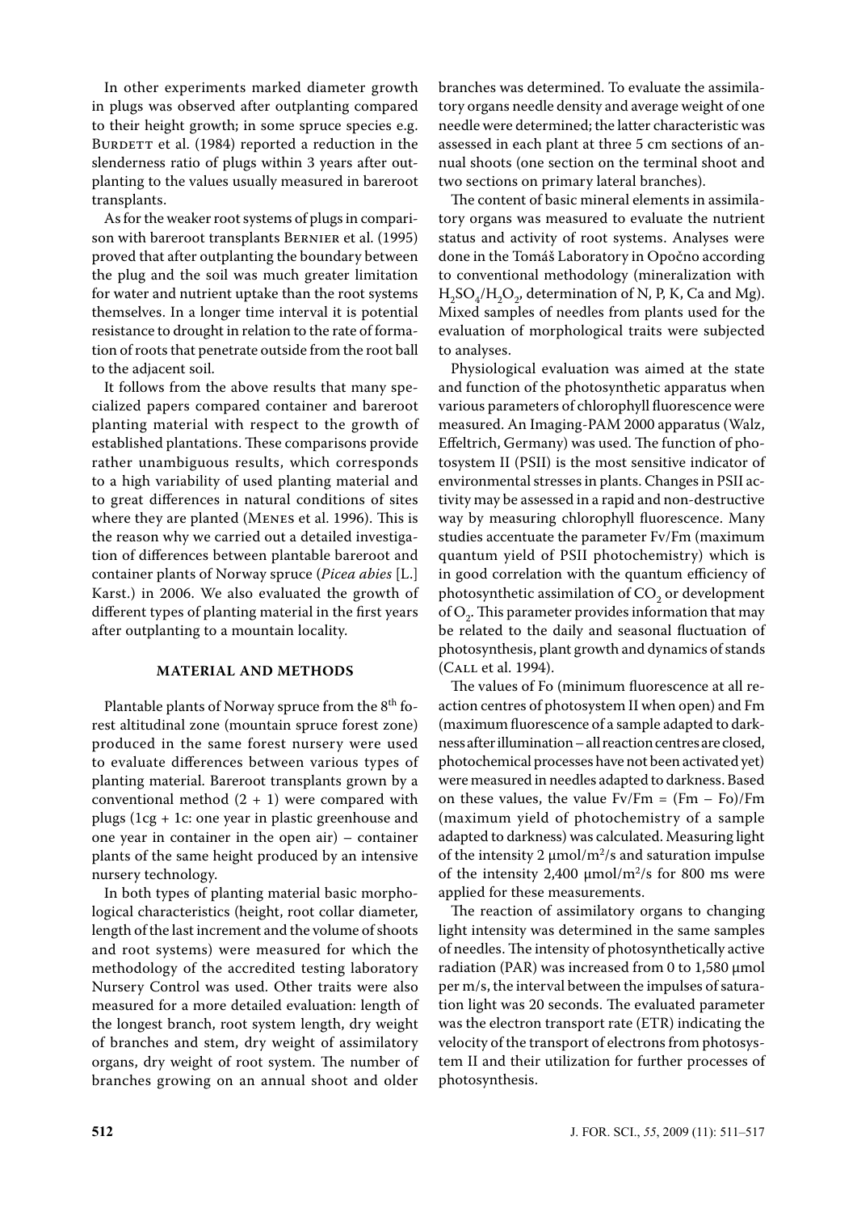In other experiments marked diameter growth in plugs was observed after outplanting compared to their height growth; in some spruce species e.g. Burdett et al. (1984) reported a reduction in the slenderness ratio of plugs within 3 years after outplanting to the values usually measured in bareroot transplants.

As for the weaker root systems of plugs in comparison with bareroot transplants Bernier et al. (1995) proved that after outplanting the boundary between the plug and the soil was much greater limitation for water and nutrient uptake than the root systems themselves. In a longer time interval it is potential resistance to drought in relation to the rate of formation of roots that penetrate outside from the root ball to the adjacent soil.

It follows from the above results that many specialized papers compared container and bareroot planting material with respect to the growth of established plantations. These comparisons provide rather unambiguous results, which corresponds to a high variability of used planting material and to great differences in natural conditions of sites where they are planted (Menes et al. 1996). This is the reason why we carried out a detailed investigation of differences between plantable bareroot and container plants of Norway spruce (*Picea abies* [L.] Karst.) in 2006. We also evaluated the growth of different types of planting material in the first years after outplanting to a mountain locality.

## MATERIAL AND METHODS

Plantable plants of Norway spruce from the 8th forest altitudinal zone (mountain spruce forest zone) produced in the same forest nursery were used to evaluate differences between various types of planting material. Bareroot transplants grown by a conventional method (2 + 1) were compared with plugs (1cg + 1c: one year in plastic greenhouse and one year in container in the open air) – container plants of the same height produced by an intensive nursery technology.

In both types of planting material basic morphological characteristics (height, root collar diameter, length of the last increment and the volume of shoots and root systems) were measured for which the methodology of the accredited testing laboratory Nursery Control was used. Other traits were also measured for a more detailed evaluation: length of the longest branch, root system length, dry weight of branches and stem, dry weight of assimilatory organs, dry weight of root system. The number of branches growing on an annual shoot and older branches was determined. To evaluate the assimilatory organs needle density and average weight of one needle were determined; the latter characteristic was assessed in each plant at three 5 cm sections of annual shoots (one section on the terminal shoot and two sections on primary lateral branches).

The content of basic mineral elements in assimilatory organs was measured to evaluate the nutrient status and activity of root systems. Analyses were done in the Tomáš Laboratory in Opočno according to conventional methodology (mineralization with $H_2SO_4/H_2O_2$, determination of N, P, K, Ca and Mg). Mixed samples of needles from plants used for the evaluation of morphological traits were subjected to analyses.

Physiological evaluation was aimed at the state and function of the photosynthetic apparatus when various parameters of chlorophyll fluorescence were measured. An Imaging-PAM 2000 apparatus (Walz, Effeltrich, Germany) was used. The function of photosystem II (PSII) is the most sensitive indicator of environmental stresses in plants. Changes in PSII activity may be assessed in a rapid and non-destructive way by measuring chlorophyll fluorescence. Many studies accentuate the parameter Fv/Fm (maximum quantum yield of PSII photochemistry) which is in good correlation with the quantum efficiency of photosynthetic assimilation of $CO_2$ or development of $O_2$. This parameter provides information that may be related to the daily and seasonal fluctuation of photosynthesis, plant growth and dynamics of stands (Call et al. 1994).

The values of Fo (minimum fluorescence at all reaction centres of photosystem II when open) and Fm (maximum fluorescence of a sample adapted to darkness after illumination – all reaction centres are closed, photochemical processes have not been activated yet) were measured in needles adapted to darkness. Based on these values, the value Fv/Fm = (Fm – Fo)/Fm (maximum yield of photochemistry of a sample adapted to darkness) was calculated. Measuring light of the intensity 2 μmol/m$^2$/s and saturation impulse of the intensity 2,400 μmol/m$^2$/s for 800 ms were applied for these measurements.

The reaction of assimilatory organs to changing light intensity was determined in the same samples of needles. The intensity of photosynthetically active radiation (PAR) was increased from 0 to 1,580 μmol per m/s, the interval between the impulses of saturation light was 20 seconds. The evaluated parameter was the electron transport rate (ETR) indicating the velocity of the transport of electrons from photosystem II and their utilization for further processes of photosynthesis.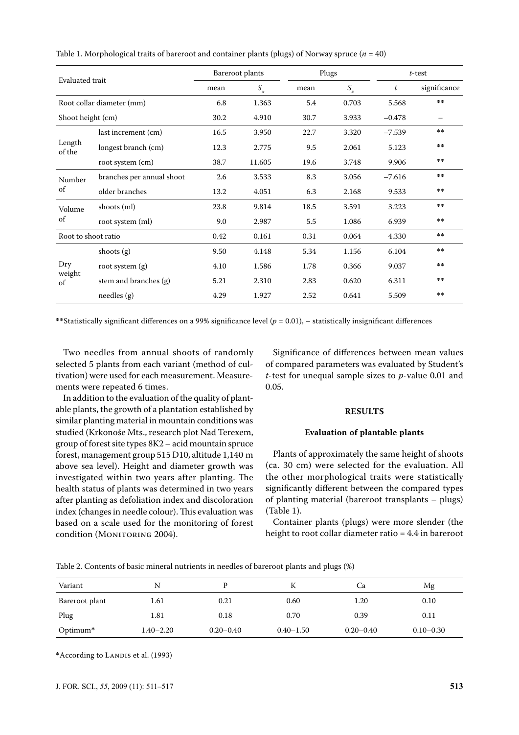Table 1. Morphological traits of bareroot and container plants (plugs) of Norway spruce ($n$ = 40)

| Evaluated trait | | Bareroot plants | | Plugs | | *t*-test | |
|---|---|---|---|---|---|---|---|
| | | mean | $S_x$ | mean | $S_x$ | $t$ | significance |
| Root collar diameter (mm) | | 6.8 | 1.363 | 5.4 | 0.703 | 5.568 | ** |
| Shoot height (cm) | | 30.2 | 4.910 | 30.7 | 3.933 | −0.478 | – |
| Length of the | last increment (cm) | 16.5 | 3.950 | 22.7 | 3.320 | −7.539 | ** |
| | longest branch (cm) | 12.3 | 2.775 | 9.5 | 2.061 | 5.123 | ** |
| | root system (cm) | 38.7 | 11.605 | 19.6 | 3.748 | 9.906 | ** |
| Number of | branches per annual shoot | 2.6 | 3.533 | 8.3 | 3.056 | −7.616 | ** |
| | older branches | 13.2 | 4.051 | 6.3 | 2.168 | 9.533 | ** |
| Volume of | shoots (ml) | 23.8 | 9.814 | 18.5 | 3.591 | 3.223 | ** |
| | root system (ml) | 9.0 | 2.987 | 5.5 | 1.086 | 6.939 | ** |
| Root to shoot ratio | | 0.42 | 0.161 | 0.31 | 0.064 | 4.330 | ** |
| Dry weight of | shoots (g) | 9.50 | 4.148 | 5.34 | 1.156 | 6.104 | ** |
| | root system (g) | 4.10 | 1.586 | 1.78 | 0.366 | 9.037 | ** |
| | stem and branches (g) | 5.21 | 2.310 | 2.83 | 0.620 | 6.311 | ** |
| | needles (g) | 4.29 | 1.927 | 2.52 | 0.641 | 5.509 | ** |

**Statistically significant differences on a 99% significance level ($p$ = 0.01), – statistically insignificant differences

Two needles from annual shoots of randomly selected 5 plants from each variant (method of cultivation) were used for each measurement. Measurements were repeated 6 times.

In addition to the evaluation of the quality of plantable plants, the growth of a plantation established by similar planting material in mountain conditions was studied (Krkonoše Mts., research plot Nad Terexem, group of forest site types 8K2 – acid mountain spruce forest, management group 515 D10, altitude 1,140 m above sea level). Height and diameter growth was investigated within two years after planting. The health status of plants was determined in two years after planting as defoliation index and discoloration index (changes in needle colour). This evaluation was based on a scale used for the monitoring of forest condition (Monitoring 2004).

Significance of differences between mean values of compared parameters was evaluated by Student's *t*-test for unequal sample sizes to *p*-value 0.01 and 0.05.

## RESULTS

### Evaluation of plantable plants

Plants of approximately the same height of shoots (ca. 30 cm) were selected for the evaluation. All the other morphological traits were statistically significantly different between the compared types of planting material (bareroot transplants – plugs) (Table 1).

Container plants (plugs) were more slender (the height to root collar diameter ratio = 4.4 in bareroot

Table 2. Contents of basic mineral nutrients in needles of bareroot plants and plugs (%)

| Variant | N | P | K | Ca | Mg |
|---|---|---|---|---|---|
| Bareroot plant | 1.61 | 0.21 | 0.60 | 1.20 | 0.10 |
| Plug | 1.81 | 0.18 | 0.70 | 0.39 | 0.11 |
| Optimum* | 1.40–2.20 | 0.20–0.40 | 0.40–1.50 | 0.20–0.40 | 0.10–0.30 |

*According to Landis et al. (1993)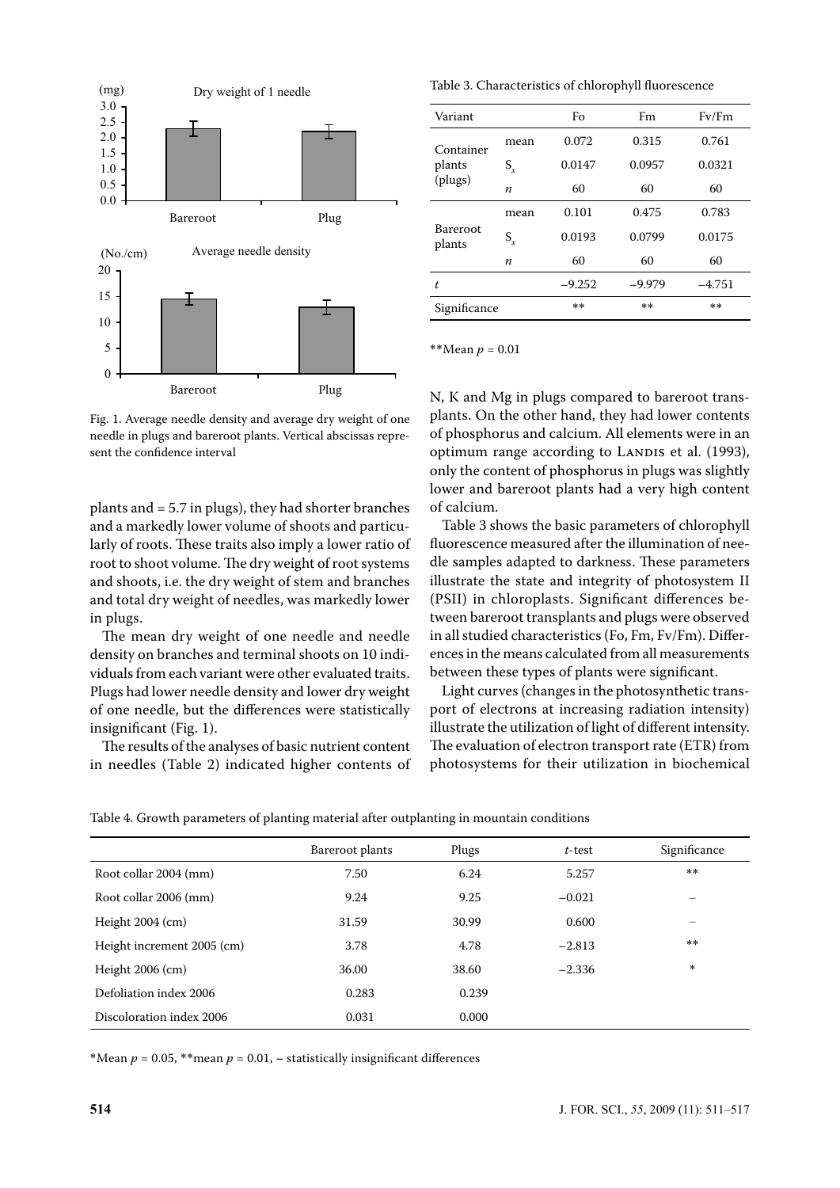Fig. 1. Average needle density and average dry weight of one needle in plugs and bareroot plants. Vertical abscissas represent the confidence interval

plants and = 5.7 in plugs), they had shorter branches and a markedly lower volume of shoots and particularly of roots. These traits also imply a lower ratio of root to shoot volume. The dry weight of root systems and shoots, i.e. the dry weight of stem and branches and total dry weight of needles, was markedly lower in plugs.

The mean dry weight of one needle and needle density on branches and terminal shoots on 10 individuals from each variant were other evaluated traits. Plugs had lower needle density and lower dry weight of one needle, but the differences were statistically insignificant (Fig. 1).

The results of the analyses of basic nutrient content in needles (Table 2) indicated higher contents of N, K and Mg in plugs compared to bareroot transplants. On the other hand, they had lower contents of phosphorus and calcium. All elements were in an optimum range according to Landis et al. (1993), only the content of phosphorus in plugs was slightly lower and bareroot plants had a very high content of calcium.

Table 3. Characteristics of chlorophyll fluorescence

| Variant | | Fo | Fm | Fv/Fm |
|---|---|---|---|---|
| Container plants (plugs) | mean | 0.072 | 0.315 | 0.761 |
| | $S_x$ | 0.0147 | 0.0957 | 0.0321 |
| | $n$ | 60 | 60 | 60 |
| Bareroot plants | mean | 0.101 | 0.475 | 0.783 |
| | $S_x$ | 0.0193 | 0.0799 | 0.0175 |
| | $n$ | 60 | 60 | 60 |
| $t$ | | −9.252 | −9.979 | −4.751 |
| Significance | | ** | ** | ** |

**Mean $p = 0.01$

Table 3 shows the basic parameters of chlorophyll fluorescence measured after the illumination of needle samples adapted to darkness. These parameters illustrate the state and integrity of photosystem II (PSII) in chloroplasts. Significant differences between bareroot transplants and plugs were observed in all studied characteristics (Fo, Fm, Fv/Fm). Differences in the means calculated from all measurements between these types of plants were significant.

Light curves (changes in the photosynthetic transport of electrons at increasing radiation intensity) illustrate the utilization of light of different intensity. The evaluation of electron transport rate (ETR) from photosystems for their utilization in biochemical

Table 4. Growth parameters of planting material after outplanting in mountain conditions

| | Bareroot plants | Plugs | $t$-test | Significance |
|---|---|---|---|---|
| Root collar 2004 (mm) | 7.50 | 6.24 | 5.257 | ** |
| Root collar 2006 (mm) | 9.24 | 9.25 | −0.021 | – |
| Height 2004 (cm) | 31.59 | 30.99 | 0.600 | – |
| Height increment 2005 (cm) | 3.78 | 4.78 | −2.813 | ** |
| Height 2006 (cm) | 36.00 | 38.60 | −2.336 | * |
| Defoliation index 2006 | 0.283 | 0.239 | | |
| Discoloration index 2006 | 0.031 | 0.000 | | |

*Mean $p = 0.05$, **mean $p = 0.01$, – statistically insignificant differences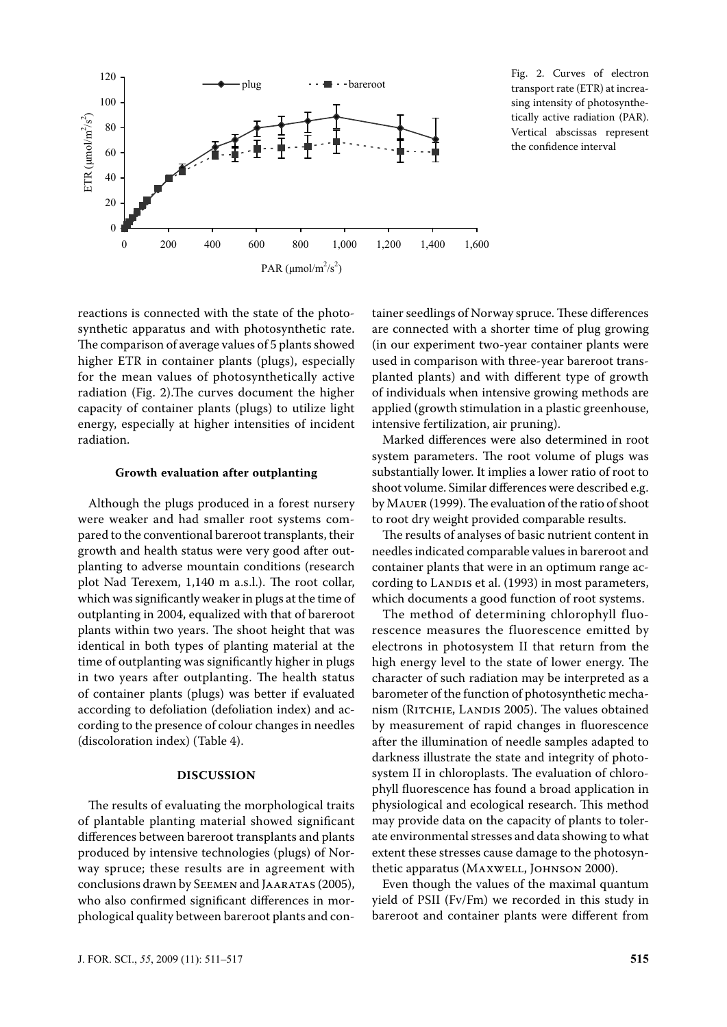Fig. 2. Curves of electron transport rate (ETR) at increasing intensity of photosynthetically active radiation (PAR). Vertical abscissas represent the confidence interval

reactions is connected with the state of the photosynthetic apparatus and with photosynthetic rate. The comparison of average values of 5 plants showed higher ETR in container plants (plugs), especially for the mean values of photosynthetically active radiation (Fig. 2).The curves document the higher capacity of container plants (plugs) to utilize light energy, especially at higher intensities of incident radiation.

#### Growth evaluation after outplanting

Although the plugs produced in a forest nursery were weaker and had smaller root systems compared to the conventional bareroot transplants, their growth and health status were very good after outplanting to adverse mountain conditions (research plot Nad Terexem, 1,140 m a.s.l.). The root collar, which was significantly weaker in plugs at the time of outplanting in 2004, equalized with that of bareroot plants within two years. The shoot height that was identical in both types of planting material at the time of outplanting was significantly higher in plugs in two years after outplanting. The health status of container plants (plugs) was better if evaluated according to defoliation (defoliation index) and according to the presence of colour changes in needles (discoloration index) (Table 4).

### DISCUSSION

The results of evaluating the morphological traits of plantable planting material showed significant differences between bareroot transplants and plants produced by intensive technologies (plugs) of Norway spruce; these results are in agreement with conclusions drawn by Seemen and Jaaratas (2005), who also confirmed significant differences in morphological quality between bareroot plants and container seedlings of Norway spruce. These differences are connected with a shorter time of plug growing (in our experiment two-year container plants were used in comparison with three-year bareroot transplanted plants) and with different type of growth of individuals when intensive growing methods are applied (growth stimulation in a plastic greenhouse, intensive fertilization, air pruning).

Marked differences were also determined in root system parameters. The root volume of plugs was substantially lower. It implies a lower ratio of root to shoot volume. Similar differences were described e.g. by Mauer (1999). The evaluation of the ratio of shoot to root dry weight provided comparable results.

The results of analyses of basic nutrient content in needles indicated comparable values in bareroot and container plants that were in an optimum range according to Landis et al. (1993) in most parameters, which documents a good function of root systems.

The method of determining chlorophyll fluorescence measures the fluorescence emitted by electrons in photosystem II that return from the high energy level to the state of lower energy. The character of such radiation may be interpreted as a barometer of the function of photosynthetic mechanism (Ritchie, Landis 2005). The values obtained by measurement of rapid changes in fluorescence after the illumination of needle samples adapted to darkness illustrate the state and integrity of photosystem II in chloroplasts. The evaluation of chlorophyll fluorescence has found a broad application in physiological and ecological research. This method may provide data on the capacity of plants to tolerate environmental stresses and data showing to what extent these stresses cause damage to the photosynthetic apparatus (Maxwell, Johnson 2000).

Even though the values of the maximal quantum yield of PSII ($F_v/F_m$) we recorded in this study in bareroot and container plants were different from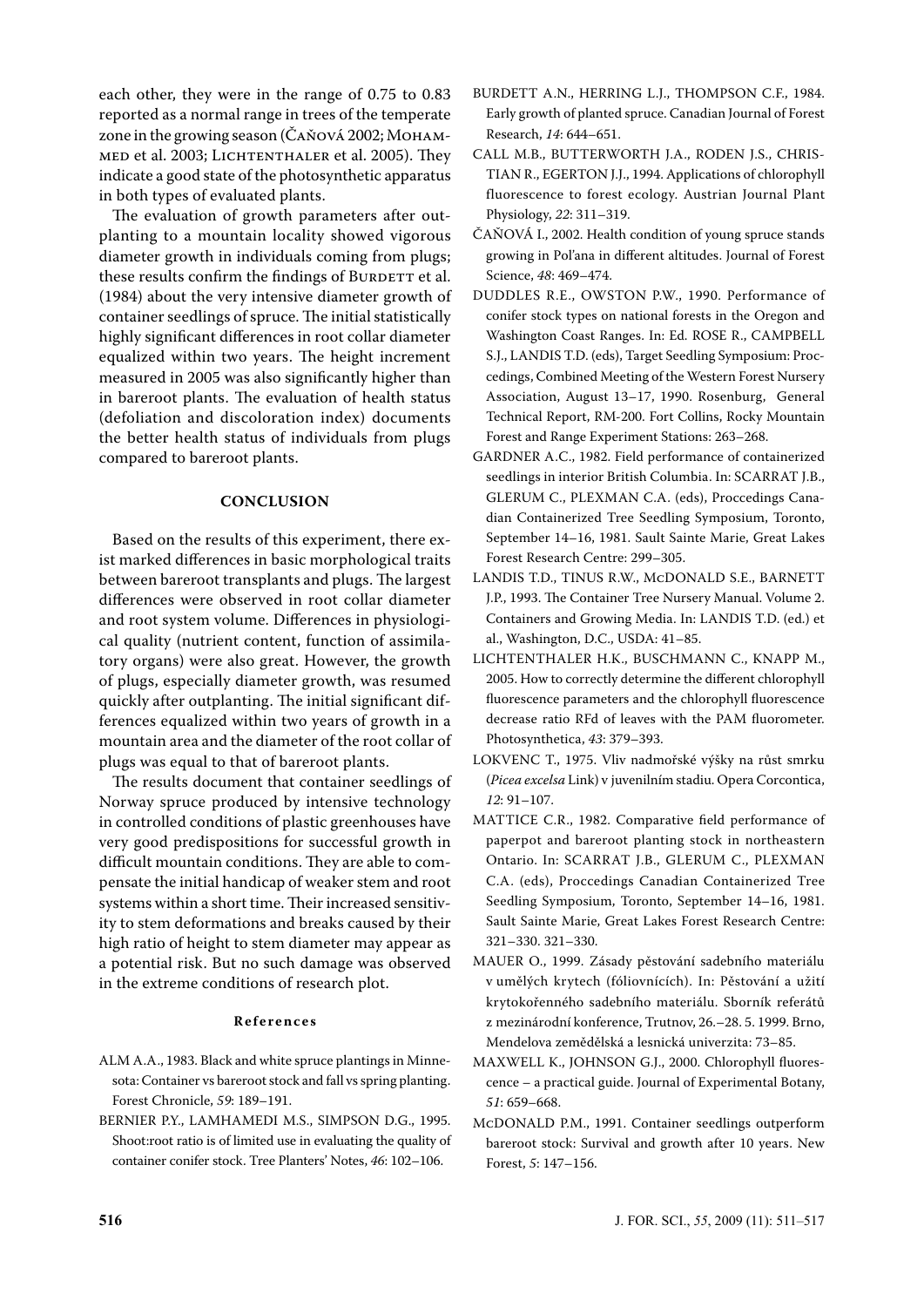each other, they were in the range of 0.75 to 0.83 reported as a normal range in trees of the temperate zone in the growing season (Čaňová 2002; Mohammed et al. 2003; Lichtenthaler et al. 2005). They indicate a good state of the photosynthetic apparatus in both types of evaluated plants.

The evaluation of growth parameters after outplanting to a mountain locality showed vigorous diameter growth in individuals coming from plugs; these results confirm the findings of Burdett et al. (1984) about the very intensive diameter growth of container seedlings of spruce. The initial statistically highly significant differences in root collar diameter equalized within two years. The height increment measured in 2005 was also significantly higher than in bareroot plants. The evaluation of health status (defoliation and discoloration index) documents the better health status of individuals from plugs compared to bareroot plants.

## CONCLUSION

Based on the results of this experiment, there exist marked differences in basic morphological traits between bareroot transplants and plugs. The largest differences were observed in root collar diameter and root system volume. Differences in physiological quality (nutrient content, function of assimilatory organs) were also great. However, the growth of plugs, especially diameter growth, was resumed quickly after outplanting. The initial significant differences equalized within two years of growth in a mountain area and the diameter of the root collar of plugs was equal to that of bareroot plants.

The results document that container seedlings of Norway spruce produced by intensive technology in controlled conditions of plastic greenhouses have very good predispositions for successful growth in difficult mountain conditions. They are able to compensate the initial handicap of weaker stem and root systems within a short time. Their increased sensitivity to stem deformations and breaks caused by their high ratio of height to stem diameter may appear as a potential risk. But no such damage was observed in the extreme conditions of research plot.

### References

ALM A.A., 1983. Black and white spruce plantings in Minnesota: Container vs bareroot stock and fall vs spring planting. Forest Chronicle, *59*: 189–191.

BERNIER P.Y., LAMHAMEDI M.S., SIMPSON D.G., 1995. Shoot:root ratio is of limited use in evaluating the quality of container conifer stock. Tree Planters' Notes, *46*: 102–106.

BURDETT A.N., HERRING L.J., THOMPSON C.F., 1984. Early growth of planted spruce. Canadian Journal of Forest Research, *14*: 644–651.

CALL M.B., BUTTERWORTH J.A., RODEN J.S., CHRISTIAN R., EGERTON J.J., 1994. Applications of chlorophyll fluorescence to forest ecology. Austrian Journal Plant Physiology, *22*: 311–319.

ČAŇOVÁ I., 2002. Health condition of young spruce stands growing in Pol'ana in different altitudes. Journal of Forest Science, *48*: 469–474.

DUDDLES R.E., OWSTON P.W., 1990. Performance of conifer stock types on national forests in the Oregon and Washington Coast Ranges. In: Ed. ROSE R., CAMPBELL S.J., LANDIS T.D. (eds), Target Seedling Symposium: Proccedings, Combined Meeting of the Western Forest Nursery Association, August 13–17, 1990. Rosenburg, General Technical Report, RM-200. Fort Collins, Rocky Mountain Forest and Range Experiment Stations: 263–268.

GARDNER A.C., 1982. Field performance of containerized seedlings in interior British Columbia. In: SCARRAT J.B., GLERUM C., PLEXMAN C.A. (eds), Proccedings Canadian Containerized Tree Seedling Symposium, Toronto, September 14–16, 1981. Sault Sainte Marie, Great Lakes Forest Research Centre: 299–305.

LANDIS T.D., TINUS R.W., McDONALD S.E., BARNETT J.P., 1993. The Container Tree Nursery Manual. Volume 2. Containers and Growing Media. In: LANDIS T.D. (ed.) et al., Washington, D.C., USDA: 41–85.

LICHTENTHALER H.K., BUSCHMANN C., KNAPP M., 2005. How to correctly determine the different chlorophyll fluorescence parameters and the chlorophyll fluorescence decrease ratio RFd of leaves with the PAM fluorometer. Photosynthetica, *43*: 379–393.

LOKVENC T., 1975. Vliv nadmořské výšky na růst smrku (*Picea excelsa* Link) v juvenilním stadiu. Opera Corcontica, *12*: 91–107.

MATTICE C.R., 1982. Comparative field performance of paperpot and bareroot planting stock in northeastern Ontario. In: SCARRAT J.B., GLERUM C., PLEXMAN C.A. (eds), Proccedings Canadian Containerized Tree Seedling Symposium, Toronto, September 14–16, 1981. Sault Sainte Marie, Great Lakes Forest Research Centre: 321–330. 321–330.

MAUER O., 1999. Zásady pěstování sadebního materiálu v umělých krytech (fóliovnících). In: Pěstování a užití krytokořenného sadebního materiálu. Sborník referátů z mezinárodní konference, Trutnov, 26.–28. 5. 1999. Brno, Mendelova zemědělská a lesnická univerzita: 73–85.

MAXWELL K., JOHNSON G.J., 2000. Chlorophyll fluorescence – a practical guide. Journal of Experimental Botany, *51*: 659–668.

McDONALD P.M., 1991. Container seedlings outperform bareroot stock: Survival and growth after 10 years. New Forest, *5*: 147–156.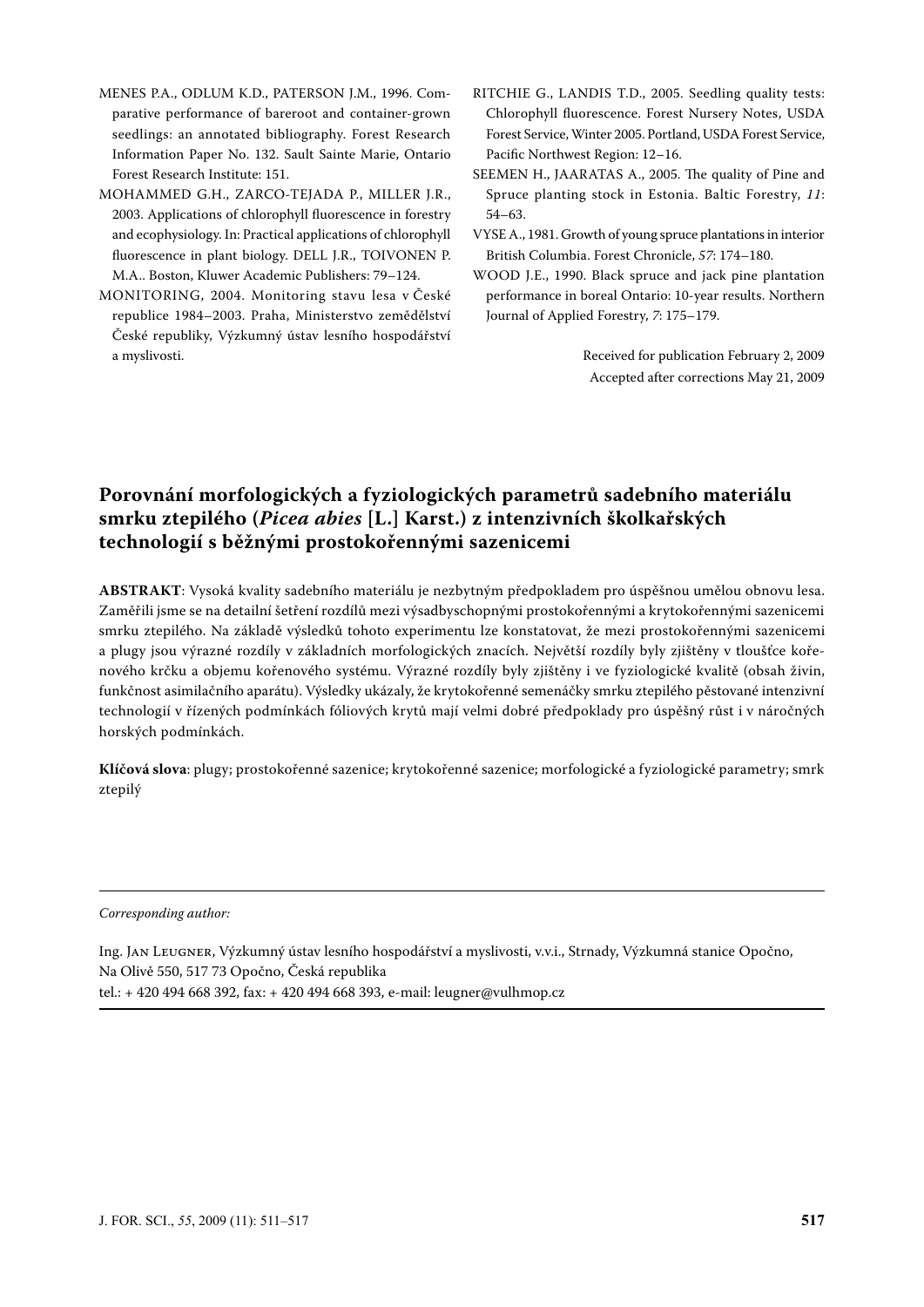MENES P.A., ODLUM K.D., PATERSON J.M., 1996. Comparative performance of bareroot and container-grown seedlings: an annotated bibliography. Forest Research Information Paper No. 132. Sault Sainte Marie, Ontario Forest Research Institute: 151.

MOHAMMED G.H., ZARCO-TEJADA P., MILLER J.R., 2003. Applications of chlorophyll fluorescence in forestry and ecophysiology. In: Practical applications of chlorophyll fluorescence in plant biology. DELL J.R., TOIVONEN P. M.A.. Boston, Kluwer Academic Publishers: 79–124.

MONITORING, 2004. Monitoring stavu lesa v České republice 1984–2003. Praha, Ministerstvo zemědělství České republiky, Výzkumný ústav lesního hospodářství a myslivosti.

RITCHIE G., LANDIS T.D., 2005. Seedling quality tests: Chlorophyll fluorescence. Forest Nursery Notes, USDA Forest Service, Winter 2005. Portland, USDA Forest Service, Pacific Northwest Region: 12–16.

SEEMEN H., JAARATAS A., 2005. The quality of Pine and Spruce planting stock in Estonia. Baltic Forestry, *11*: 54–63.

VYSE A., 1981. Growth of young spruce plantations in interior British Columbia. Forest Chronicle, *57*: 174–180.

WOOD J.E., 1990. Black spruce and jack pine plantation performance in boreal Ontario: 10-year results. Northern Journal of Applied Forestry, *7*: 175–179.

Received for publication February 2, 2009
Accepted after corrections May 21, 2009

## Porovnání morfologických a fyziologických parametrů sadebního materiálu smrku ztepilého (*Picea abies* [L.] Karst.) z intenzivních školkařských technologií s běžnými prostokořennými sazenicemi

**ABSTRAKT**: Vysoká kvality sadebního materiálu je nezbytným předpokladem pro úspěšnou umělou obnovu lesa. Zaměřili jsme se na detailní šetření rozdílů mezi výsadbyschopnými prostokořennými a krytokořennými sazenicemi smrku ztepilého. Na základě výsledků tohoto experimentu lze konstatovat, že mezi prostokořennými sazenicemi a plugy jsou výrazné rozdíly v základních morfologických znacích. Největší rozdíly byly zjištěny v tloušťce kořenového krčku a objemu kořenového systému. Výrazné rozdíly byly zjištěny i ve fyziologické kvalitě (obsah živin, funkčnost asimilačního aparátu). Výsledky ukázaly, že krytokořenné semenáčky smrku ztepilého pěstované intenzivní technologií v řízených podmínkách fóliových krytů mají velmi dobré předpoklady pro úspěšný růst i v náročných horských podmínkách.

**Klíčová slova**: plugy; prostokořenné sazenice; krytokořenné sazenice; morfologické a fyziologické parametry; smrk ztepilý

*Corresponding author:*

Ing. Jan Leugner, Výzkumný ústav lesního hospodářství a myslivosti, v.v.i., Strnady, Výzkumná stanice Opočno, Na Olivě 550, 517 73 Opočno, Česká republika
tel.: + 420 494 668 392, fax: + 420 494 668 393, e-mail: leugner@vulhmop.cz